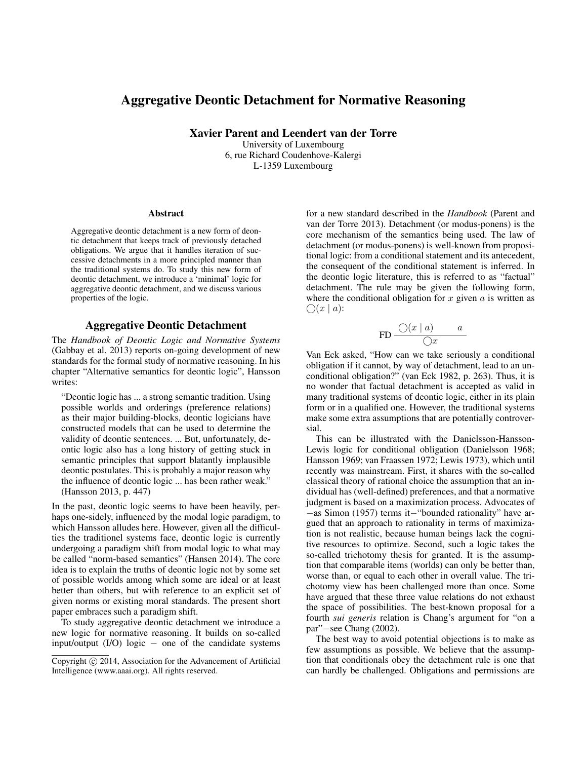# Aggregative Deontic Detachment for Normative Reasoning

**Xavier Parent and Leendert van der Torre**

University of Luxembourg
6, rue Richard Coudenhove-Kalergi
L-1359 Luxembourg

## Abstract

Aggregative deontic detachment is a new form of deontic detachment that keeps track of previously detached obligations. We argue that it handles iteration of successive detachments in a more principled manner than the traditional systems do. To study this new form of deontic detachment, we introduce a 'minimal' logic for aggregative deontic detachment, and we discuss various properties of the logic.

## Aggregative Deontic Detachment

The *Handbook of Deontic Logic and Normative Systems* (Gabbay et al. 2013) reports on-going development of new standards for the formal study of normative reasoning. In his chapter "Alternative semantics for deontic logic", Hansson writes:

> "Deontic logic has ... a strong semantic tradition. Using possible worlds and orderings (preference relations) as their major building-blocks, deontic logicians have constructed models that can be used to determine the validity of deontic sentences. ... But, unfortunately, deontic logic also has a long history of getting stuck in semantic principles that support blatantly implausible deontic postulates. This is probably a major reason why the influence of deontic logic ... has been rather weak." (Hansson 2013, p. 447)

In the past, deontic logic seems to have been heavily, perhaps one-sidely, influenced by the modal logic paradigm, to which Hansson alludes here. However, given all the difficulties the traditionel systems face, deontic logic is currently undergoing a paradigm shift from modal logic to what may be called "norm-based semantics" (Hansen 2014). The core idea is to explain the truths of deontic logic not by some set of possible worlds among which some are ideal or at least better than others, but with reference to an explicit set of given norms or existing moral standards. The present short paper embraces such a paradigm shift.

To study aggregative deontic detachment we introduce a new logic for normative reasoning. It builds on so-called input/output (I/O) logic − one of the candidate systems for a new standard described in the *Handbook* (Parent and van der Torre 2013). Detachment (or modus-ponens) is the core mechanism of the semantics being used. The law of detachment (or modus-ponens) is well-known from propositional logic: from a conditional statement and its antecedent, the consequent of the conditional statement is inferred. In the deontic logic literature, this is referred to as "factual" detachment. The rule may be given the following form, where the conditional obligation for $x$ given $a$ is written as $\bigcirc(x \mid a)$:

$$\text{FD}\ \frac{\bigcirc(x \mid a) \qquad a}{\bigcirc x}$$

Van Eck asked, "How can we take seriously a conditional obligation if it cannot, by way of detachment, lead to an unconditional obligation?" (van Eck 1982, p. 263). Thus, it is no wonder that factual detachment is accepted as valid in many traditional systems of deontic logic, either in its plain form or in a qualified one. However, the traditional systems make some extra assumptions that are potentially controversial.

This can be illustrated with the Danielsson-Hansson-Lewis logic for conditional obligation (Danielsson 1968; Hansson 1969; van Fraassen 1972; Lewis 1973), which until recently was mainstream. First, it shares with the so-called classical theory of rational choice the assumption that an individual has (well-defined) preferences, and that a normative judgment is based on a maximization process. Advocates of −as Simon (1957) terms it−"bounded rationality" have argued that an approach to rationality in terms of maximization is not realistic, because human beings lack the cognitive resources to optimize. Second, such a logic takes the so-called trichotomy thesis for granted. It is the assumption that comparable items (worlds) can only be better than, worse than, or equal to each other in overall value. The trichotomy view has been challenged more than once. Some have argued that these three value relations do not exhaust the space of possibilities. The best-known proposal for a fourth *sui generis* relation is Chang's argument for "on a par"−see Chang (2002).

The best way to avoid potential objections is to make as few assumptions as possible. We believe that the assumption that conditionals obey the detachment rule is one that can hardly be challenged. Obligations and permissions are

Copyright © 2014, Association for the Advancement of Artificial Intelligence (www.aaai.org). All rights reserved.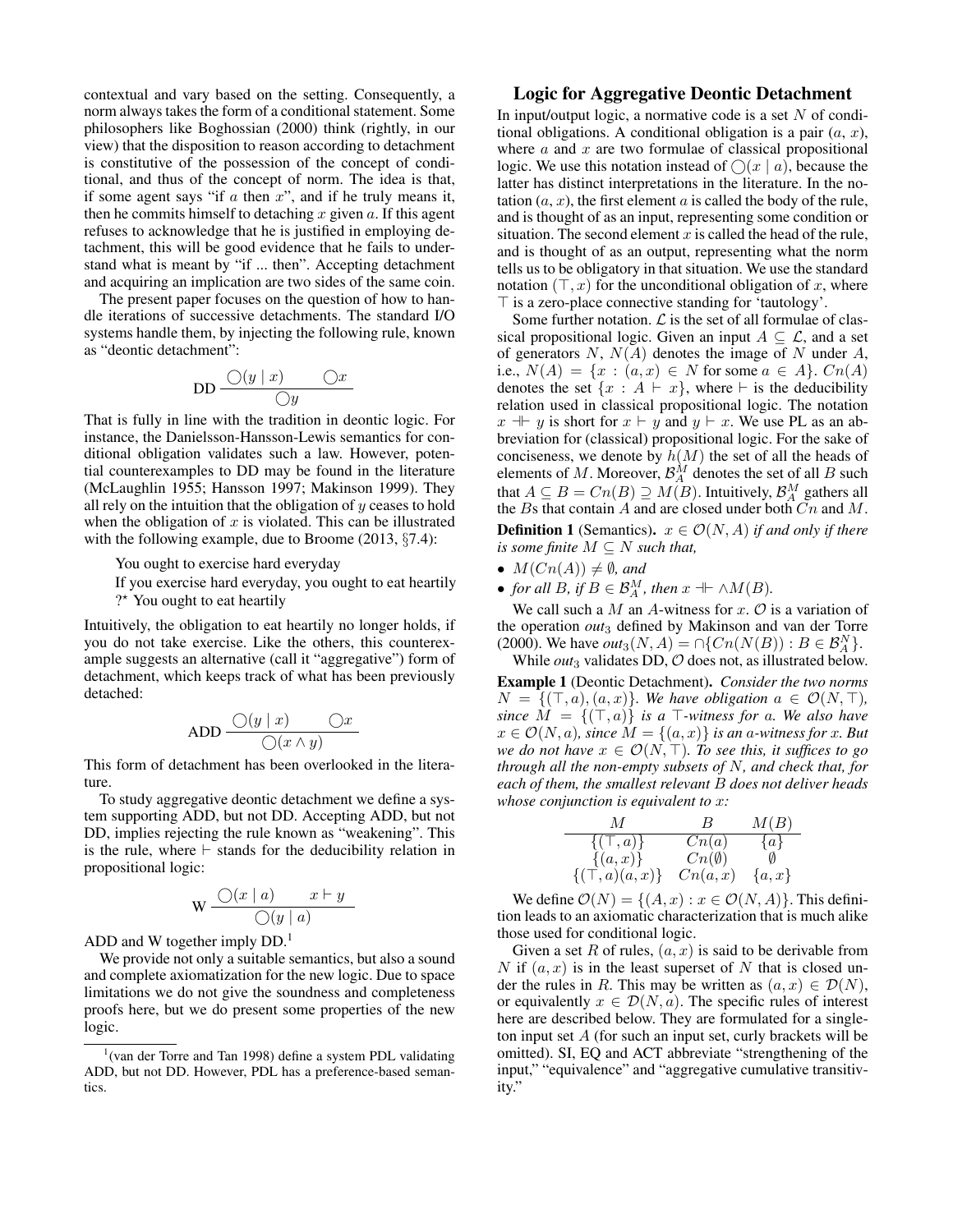contextual and vary based on the setting. Consequently, a norm always takes the form of a conditional statement. Some philosophers like Boghossian (2000) think (rightly, in our view) that the disposition to reason according to detachment is constitutive of the possession of the concept of conditional, and thus of the concept of norm. The idea is that, if some agent says "if $a$ then $x$", and if he truly means it, then he commits himself to detaching $x$ given $a$. If this agent refuses to acknowledge that he is justified in employing detachment, this will be good evidence that he fails to understand what is meant by "if ... then". Accepting detachment and acquiring an implication are two sides of the same coin.

The present paper focuses on the question of how to handle iterations of successive detachments. The standard I/O systems handle them, by injecting the following rule, known as "deontic detachment":

$$\text{DD}\ \frac{\bigcirc(y \mid x) \qquad \bigcirc x}{\bigcirc y}$$

That is fully in line with the tradition in deontic logic. For instance, the Danielsson-Hansson-Lewis semantics for conditional obligation validates such a law. However, potential counterexamples to DD may be found in the literature (McLaughlin 1955; Hansson 1997; Makinson 1999). They all rely on the intuition that the obligation of $y$ ceases to hold when the obligation of $x$ is violated. This can be illustrated with the following example, due to Broome (2013, §7.4):

> You ought to exercise hard everyday
> If you exercise hard everyday, you ought to eat heartily
> ?* You ought to eat heartily

Intuitively, the obligation to eat heartily no longer holds, if you do not take exercise. Like the others, this counterexample suggests an alternative (call it "aggregative") form of detachment, which keeps track of what has been previously detached:

$$\text{ADD}\ \frac{\bigcirc(y \mid x) \qquad \bigcirc x}{\bigcirc(x \wedge y)}$$

This form of detachment has been overlooked in the literature.

To study aggregative deontic detachment we define a system supporting ADD, but not DD. Accepting ADD, but not DD, implies rejecting the rule known as "weakening". This is the rule, where $\vdash$ stands for the deducibility relation in propositional logic:

$$\text{W}\ \frac{\bigcirc(x \mid a) \qquad x \vdash y}{\bigcirc(y \mid a)}$$

ADD and W together imply DD.[1]

We provide not only a suitable semantics, but also a sound and complete axiomatization for the new logic. Due to space limitations we do not give the soundness and completeness proofs here, but we do present some properties of the new logic.

[1](van der Torre and Tan 1998) define a system PDL validating ADD, but not DD. However, PDL has a preference-based semantics.

## Logic for Aggregative Deontic Detachment

In input/output logic, a normative code is a set $N$ of conditional obligations. A conditional obligation is a pair $(a, x)$, where $a$ and $x$ are two formulae of classical propositional logic. We use this notation instead of $\bigcirc(x \mid a)$, because the latter has distinct interpretations in the literature. In the notation $(a, x)$, the first element $a$ is called the body of the rule, and is thought of as an input, representing some condition or situation. The second element $x$ is called the head of the rule, and is thought of as an output, representing what the norm tells us to be obligatory in that situation. We use the standard notation $(\top, x)$ for the unconditional obligation of $x$, where $\top$ is a zero-place connective standing for 'tautology'.

Some further notation. $\mathcal{L}$ is the set of all formulae of classical propositional logic. Given an input $A \subseteq \mathcal{L}$, and a set of generators $N$, $N(A)$ denotes the image of $N$ under $A$, i.e., $N(A) = \{x : (a, x) \in N \text{ for some } a \in A\}$. $Cn(A)$ denotes the set $\{x : A \vdash x\}$, where $\vdash$ is the deducibility relation used in classical propositional logic. The notation $x \dashv\vdash y$ is short for $x \vdash y$ and $y \vdash x$. We use PL as an abbreviation for (classical) propositional logic. For the sake of conciseness, we denote by $h(M)$ the set of all the heads of elements of $M$. Moreover, $\mathcal{B}^M_A$ denotes the set of all $B$ such that $A \subseteq B = Cn(B) \supseteq M(B)$. Intuitively, $\mathcal{B}^M_A$ gathers all the $B$s that contain $A$ and are closed under both $Cn$ and $M$.

**Definition 1** (Semantics). *$x \in \mathcal{O}(N, A)$ if and only if there is some finite $M \subseteq N$ such that,*

- *$M(Cn(A)) \neq \emptyset$, and*
- *for all $B$, if $B \in \mathcal{B}^M_A$, then $x \dashv\vdash \wedge M(B)$.*

We call such a $M$ an $A$-witness for $x$. $\mathcal{O}$ is a variation of the operation $out_3$ defined by Makinson and van der Torre (2000). We have $out_3(N, A) = \cap\{Cn(N(B)) : B \in \mathcal{B}^N_A\}$.

While $out_3$ validates DD, $\mathcal{O}$ does not, as illustrated below.

**Example 1** (Deontic Detachment). *Consider the two norms $N = \{(\top, a), (a, x)\}$. We have obligation $a \in \mathcal{O}(N, \top)$, since $M = \{(\top, a)\}$ is a $\top$-witness for $a$. We also have $x \in \mathcal{O}(N, a)$, since $M = \{(a, x)\}$ is an $a$-witness for $x$. But we do not have $x \in \mathcal{O}(N, \top)$. To see this, it suffices to go through all the non-empty subsets of $N$, and check that, for each of them, the smallest relevant $B$ does not deliver heads whose conjunction is equivalent to $x$:*

| $M$ | $B$ | $M(B)$ |
|---|---|---|
| $\{(\top, a)\}$ | $Cn(a)$ | $\{a\}$ |
| $\{(a, x)\}$ | $Cn(\emptyset)$ | $\emptyset$ |
| $\{(\top, a)(a, x)\}$ | $Cn(a, x)$ | $\{a, x\}$ |

We define $\mathcal{O}(N) = \{(A, x) : x \in \mathcal{O}(N, A)\}$. This definition leads to an axiomatic characterization that is much alike those used for conditional logic.

Given a set $R$ of rules, $(a, x)$ is said to be derivable from $N$ if $(a, x)$ is in the least superset of $N$ that is closed under the rules in $R$. This may be written as $(a, x) \in \mathcal{D}(N)$, or equivalently $x \in \mathcal{D}(N, a)$. The specific rules of interest here are described below. They are formulated for a singleton input set $A$ (for such an input set, curly brackets will be omitted). SI, EQ and ACT abbreviate "strengthening of the input," "equivalence" and "aggregative cumulative transitivity."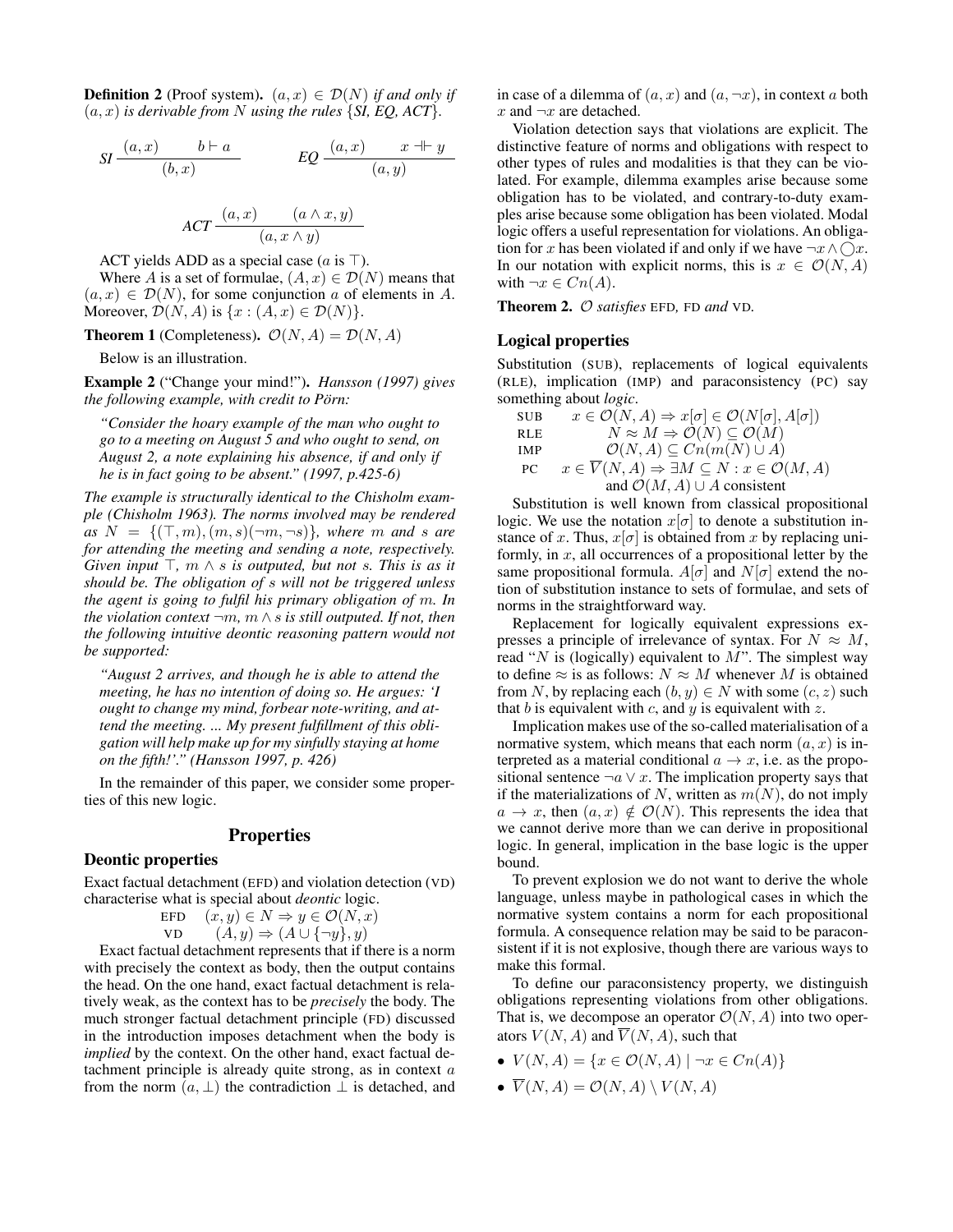**Definition 2** (Proof system). $(a, x) \in \mathcal{D}(N)$ *if and only if* $(a, x)$ *is derivable from* $N$ *using the rules* {*SI, EQ, ACT*}.

$$\textit{SI}\ \frac{(a,x) \qquad b \vdash a}{(b,x)} \qquad\qquad \textit{EQ}\ \frac{(a,x) \qquad x \dashv\vdash y}{(a,y)}$$

$$\textit{ACT}\ \frac{(a,x) \qquad (a \wedge x, y)}{(a, x \wedge y)}$$

ACT yields ADD as a special case ($a$ is $\top$).

Where $A$ is a set of formulae, $(A, x) \in \mathcal{D}(N)$ means that $(a, x) \in \mathcal{D}(N)$, for some conjunction $a$ of elements in $A$. Moreover, $\mathcal{D}(N, A)$ is $\{x : (A, x) \in \mathcal{D}(N)\}$.

**Theorem 1** (Completeness). $\mathcal{O}(N, A) = \mathcal{D}(N, A)$

Below is an illustration.

**Example 2** ("Change your mind!"). *Hansson (1997) gives the following example, with credit to Pörn:*

> *"Consider the hoary example of the man who ought to go to a meeting on August 5 and who ought to send, on August 2, a note explaining his absence, if and only if he is in fact going to be absent." (1997, p.425-6)*

*The example is structurally identical to the Chisholm example (Chisholm 1963). The norms involved may be rendered as* $N = \{(\top, m), (m, s)(\neg m, \neg s)\}$*, where* $m$ *and* $s$ *are for attending the meeting and sending a note, respectively. Given input* $\top$*,* $m \wedge s$ *is outputed, but not* $s$*. This is as it should be. The obligation of* $s$ *will not be triggered unless the agent is going to fulfil his primary obligation of* $m$*. In the violation context* $\neg m$*,* $m \wedge s$ *is still outputed. If not, then the following intuitive deontic reasoning pattern would not be supported:*

> *"August 2 arrives, and though he is able to attend the meeting, he has no intention of doing so. He argues: 'I ought to change my mind, forbear note-writing, and attend the meeting. ... My present fulfillment of this obligation will help make up for my sinfully staying at home on the fifth!'." (Hansson 1997, p. 426)*

In the remainder of this paper, we consider some properties of this new logic.

# Properties

## Deontic properties

Exact factual detachment (EFD) and violation detection (VD) characterise what is special about *deontic* logic.

EFD $\quad (x, y) \in N \Rightarrow y \in \mathcal{O}(N, x)$

VD $\quad (A, y) \Rightarrow (A \cup \{\neg y\}, y)$

Exact factual detachment represents that if there is a norm with precisely the context as body, then the output contains the head. On the one hand, exact factual detachment is relatively weak, as the context has to be *precisely* the body. The much stronger factual detachment principle (FD) discussed in the introduction imposes detachment when the body is *implied* by the context. On the other hand, exact factual detachment principle is already quite strong, as in context $a$ from the norm $(a, \bot)$ the contradiction $\bot$ is detached, and in case of a dilemma of $(a, x)$ and $(a, \neg x)$, in context $a$ both $x$ and $\neg x$ are detached.

Violation detection says that violations are explicit. The distinctive feature of norms and obligations with respect to other types of rules and modalities is that they can be violated. For example, dilemma examples arise because some obligation has to be violated, and contrary-to-duty examples arise because some obligation has been violated. Modal logic offers a useful representation for violations. An obligation for $x$ has been violated if and only if we have $\neg x \wedge \bigcirc x$. In our notation with explicit norms, this is $x \in \mathcal{O}(N, A)$ with $\neg x \in Cn(A)$.

**Theorem 2.** $\mathcal{O}$ *satisfies* EFD*,* FD *and* VD*.*

## Logical properties

Substitution (SUB), replacements of logical equivalents (RLE), implication (IMP) and paraconsistency (PC) say something about *logic*.

SUB $\quad x \in \mathcal{O}(N, A) \Rightarrow x[\sigma] \in \mathcal{O}(N[\sigma], A[\sigma])$

RLE $\quad N \approx M \Rightarrow \mathcal{O}(N) \subseteq \mathcal{O}(M)$

IMP $\quad \mathcal{O}(N, A) \subseteq Cn(m(N) \cup A)$

PC $\quad x \in \overline{V}(N, A) \Rightarrow \exists M \subseteq N : x \in \mathcal{O}(M, A)$ and $\mathcal{O}(M, A) \cup A$ consistent

Substitution is well known from classical propositional logic. We use the notation $x[\sigma]$ to denote a substitution instance of $x$. Thus, $x[\sigma]$ is obtained from $x$ by replacing uniformly, in $x$, all occurrences of a propositional letter by the same propositional formula. $A[\sigma]$ and $N[\sigma]$ extend the notion of substitution instance to sets of formulae, and sets of norms in the straightforward way.

Replacement for logically equivalent expressions expresses a principle of irrelevance of syntax. For $N \approx M$, read "$N$ is (logically) equivalent to $M$". The simplest way to define $\approx$ is as follows: $N \approx M$ whenever $M$ is obtained from $N$, by replacing each $(b, y) \in N$ with some $(c, z)$ such that $b$ is equivalent with $c$, and $y$ is equivalent with $z$.

Implication makes use of the so-called materialisation of a normative system, which means that each norm $(a, x)$ is interpreted as a material conditional $a \to x$, i.e. as the propositional sentence $\neg a \vee x$. The implication property says that if the materializations of $N$, written as $m(N)$, do not imply $a \to x$, then $(a, x) \notin \mathcal{O}(N)$. This represents the idea that we cannot derive more than we can derive in propositional logic. In general, implication in the base logic is the upper bound.

To prevent explosion we do not want to derive the whole language, unless maybe in pathological cases in which the normative system contains a norm for each propositional formula. A consequence relation may be said to be paraconsistent if it is not explosive, though there are various ways to make this formal.

To define our paraconsistency property, we distinguish obligations representing violations from other obligations. That is, we decompose an operator $\mathcal{O}(N, A)$ into two operators $V(N, A)$ and $\overline{V}(N, A)$, such that

- $V(N, A) = \{x \in \mathcal{O}(N, A) \mid \neg x \in Cn(A)\}$
- $\overline{V}(N, A) = \mathcal{O}(N, A) \setminus V(N, A)$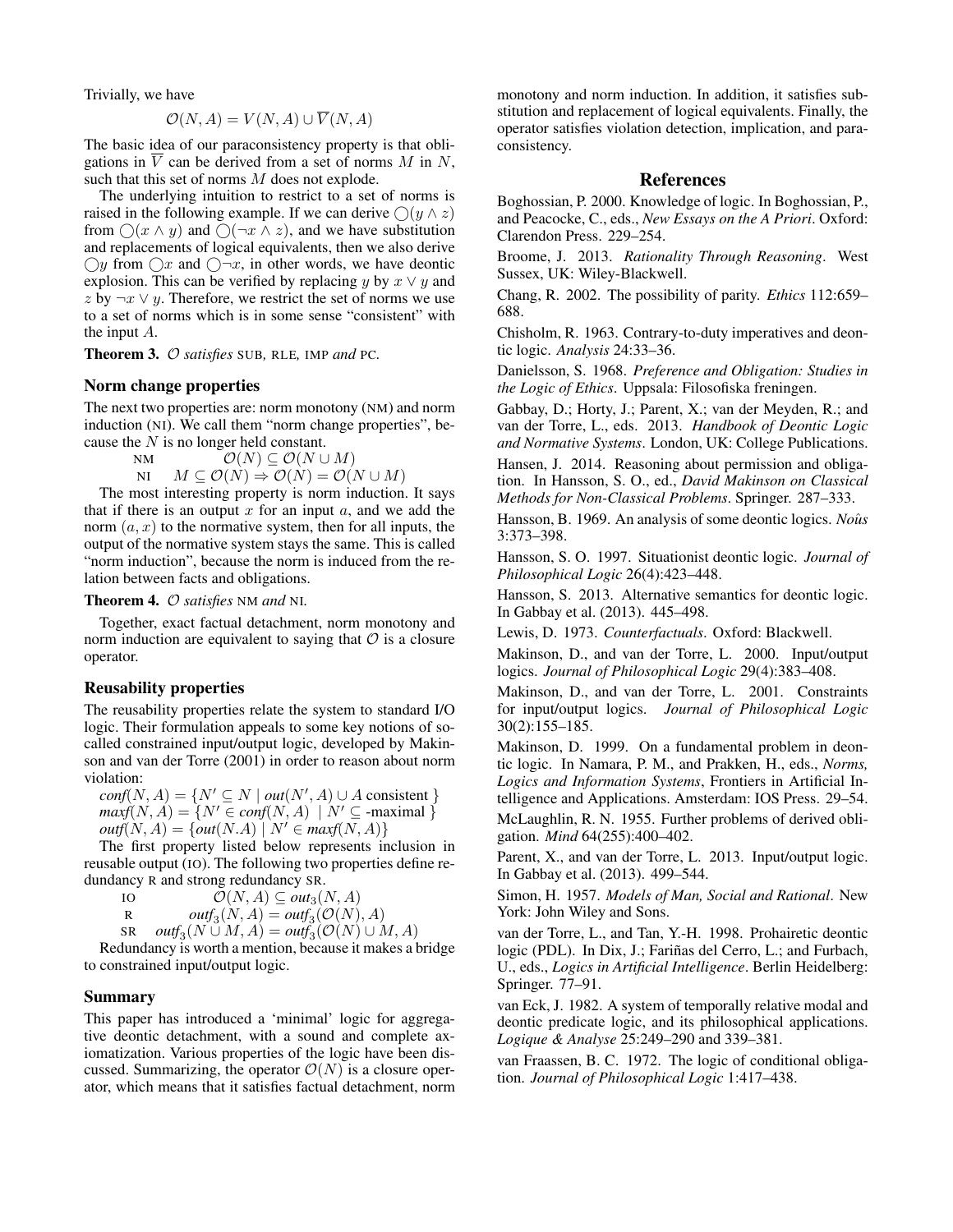Trivially, we have

$$\mathcal{O}(N, A) = V(N, A) \cup \overline{V}(N, A)$$

The basic idea of our paraconsistency property is that obligations in $\overline{V}$ can be derived from a set of norms $M$ in $N$, such that this set of norms $M$ does not explode.

The underlying intuition to restrict to a set of norms is raised in the following example. If we can derive $\bigcirc(y \wedge z)$ from $\bigcirc(x \wedge y)$ and $\bigcirc(\neg x \wedge z)$, and we have substitution and replacements of logical equivalents, then we also derive $\bigcirc y$ from $\bigcirc x$ and $\bigcirc \neg x$, in other words, we have deontic explosion. This can be verified by replacing $y$ by $x \vee y$ and $z$ by $\neg x \vee y$. Therefore, we restrict the set of norms we use to a set of norms which is in some sense "consistent" with the input $A$.

**Theorem 3.** *$\mathcal{O}$ satisfies* SUB, RLE, IMP *and* PC.

## Norm change properties

The next two properties are: norm monotony (NM) and norm induction (NI). We call them "norm change properties", because the $N$ is no longer held constant.

NM $\quad \mathcal{O}(N) \subseteq \mathcal{O}(N \cup M)$

NI $\quad M \subseteq \mathcal{O}(N) \Rightarrow \mathcal{O}(N) = \mathcal{O}(N \cup M)$

The most interesting property is norm induction. It says that if there is an output $x$ for an input $a$, and we add the norm $(a, x)$ to the normative system, then for all inputs, the output of the normative system stays the same. This is called "norm induction", because the norm is induced from the relation between facts and obligations.

**Theorem 4.** *$\mathcal{O}$ satisfies* NM *and* NI.

Together, exact factual detachment, norm monotony and norm induction are equivalent to saying that $\mathcal{O}$ is a closure operator.

## Reusability properties

The reusability properties relate the system to standard I/O logic. Their formulation appeals to some key notions of so-called constrained input/output logic, developed by Makinson and van der Torre (2001) in order to reason about norm violation:

$conf(N, A) = \{N' \subseteq N \mid out(N', A) \cup A \text{ consistent}\}$
$maxf(N, A) = \{N' \in conf(N, A) \mid N' \subseteq \text{-maximal}\}$
$outf(N, A) = \{out(N.A) \mid N' \in maxf(N, A)\}$

The first property listed below represents inclusion in reusable output (IO). The following two properties define redundancy R and strong redundancy SR.

IO $\quad \mathcal{O}(N, A) \subseteq out_3(N, A)$

R $\quad outf_3(N, A) = outf_3(\mathcal{O}(N), A)$

SR $\quad outf_3(N \cup M, A) = outf_3(\mathcal{O}(N) \cup M, A)$

Redundancy is worth a mention, because it makes a bridge to constrained input/output logic.

## Summary

This paper has introduced a 'minimal' logic for aggregative deontic detachment, with a sound and complete axiomatization. Various properties of the logic have been discussed. Summarizing, the operator $\mathcal{O}(N)$ is a closure operator, which means that it satisfies factual detachment, norm monotony and norm induction. In addition, it satisfies substitution and replacement of logical equivalents. Finally, the operator satisfies violation detection, implication, and paraconsistency.

## References

Boghossian, P. 2000. Knowledge of logic. In Boghossian, P., and Peacocke, C., eds., *New Essays on the A Priori*. Oxford: Clarendon Press. 229–254.

Broome, J. 2013. *Rationality Through Reasoning*. West Sussex, UK: Wiley-Blackwell.

Chang, R. 2002. The possibility of parity. *Ethics* 112:659–688.

Chisholm, R. 1963. Contrary-to-duty imperatives and deontic logic. *Analysis* 24:33–36.

Danielsson, S. 1968. *Preference and Obligation: Studies in the Logic of Ethics*. Uppsala: Filosofiska freningen.

Gabbay, D.; Horty, J.; Parent, X.; van der Meyden, R.; and van der Torre, L., eds. 2013. *Handbook of Deontic Logic and Normative Systems*. London, UK: College Publications.

Hansen, J. 2014. Reasoning about permission and obligation. In Hansson, S. O., ed., *David Makinson on Classical Methods for Non-Classical Problems*. Springer. 287–333.

Hansson, B. 1969. An analysis of some deontic logics. *Noûs* 3:373–398.

Hansson, S. O. 1997. Situationist deontic logic. *Journal of Philosophical Logic* 26(4):423–448.

Hansson, S. 2013. Alternative semantics for deontic logic. In Gabbay et al. (2013). 445–498.

Lewis, D. 1973. *Counterfactuals*. Oxford: Blackwell.

Makinson, D., and van der Torre, L. 2000. Input/output logics. *Journal of Philosophical Logic* 29(4):383–408.

Makinson, D., and van der Torre, L. 2001. Constraints for input/output logics. *Journal of Philosophical Logic* 30(2):155–185.

Makinson, D. 1999. On a fundamental problem in deontic logic. In Namara, P. M., and Prakken, H., eds., *Norms, Logics and Information Systems*, Frontiers in Artificial Intelligence and Applications. Amsterdam: IOS Press. 29–54.

McLaughlin, R. N. 1955. Further problems of derived obligation. *Mind* 64(255):400–402.

Parent, X., and van der Torre, L. 2013. Input/output logic. In Gabbay et al. (2013). 499–544.

Simon, H. 1957. *Models of Man, Social and Rational*. New York: John Wiley and Sons.

van der Torre, L., and Tan, Y.-H. 1998. Prohairetic deontic logic (PDL). In Dix, J.; Fariñas del Cerro, L.; and Furbach, U., eds., *Logics in Artificial Intelligence*. Berlin Heidelberg: Springer. 77–91.

van Eck, J. 1982. A system of temporally relative modal and deontic predicate logic, and its philosophical applications. *Logique & Analyse* 25:249–290 and 339–381.

van Fraassen, B. C. 1972. The logic of conditional obligation. *Journal of Philosophical Logic* 1:417–438.